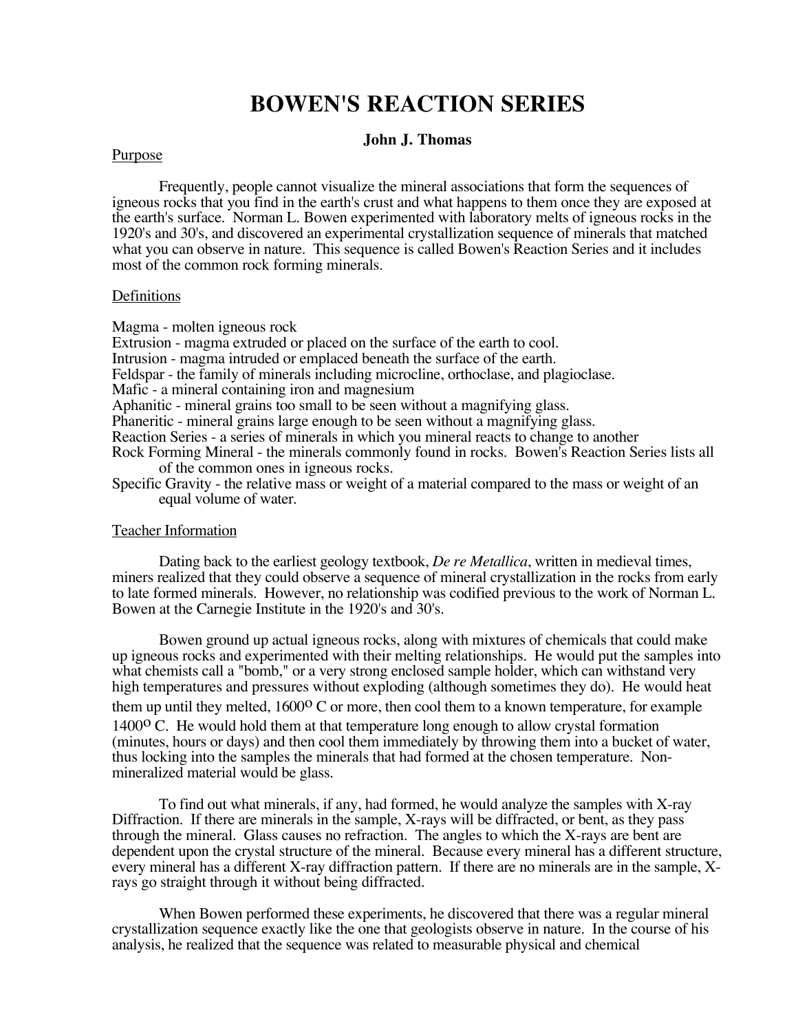# BOWEN'S REACTION SERIES

**John J. Thomas**

## Purpose

Frequently, people cannot visualize the mineral associations that form the sequences of igneous rocks that you find in the earth's crust and what happens to them once they are exposed at the earth's surface. Norman L. Bowen experimented with laboratory melts of igneous rocks in the 1920's and 30's, and discovered an experimental crystallization sequence of minerals that matched what you can observe in nature. This sequence is called Bowen's Reaction Series and it includes most of the common rock forming minerals.

## Definitions

Magma - molten igneous rock
Extrusion - magma extruded or placed on the surface of the earth to cool.
Intrusion - magma intruded or emplaced beneath the surface of the earth.
Feldspar - the family of minerals including microcline, orthoclase, and plagioclase.
Mafic - a mineral containing iron and magnesium
Aphanitic - mineral grains too small to be seen without a magnifying glass.
Phaneritic - mineral grains large enough to be seen without a magnifying glass.
Reaction Series - a series of minerals in which you mineral reacts to change to another
Rock Forming Mineral - the minerals commonly found in rocks. Bowen's Reaction Series lists all of the common ones in igneous rocks.
Specific Gravity - the relative mass or weight of a material compared to the mass or weight of an equal volume of water.

## Teacher Information

Dating back to the earliest geology textbook, *De re Metallica*, written in medieval times, miners realized that they could observe a sequence of mineral crystallization in the rocks from early to late formed minerals. However, no relationship was codified previous to the work of Norman L. Bowen at the Carnegie Institute in the 1920's and 30's.

Bowen ground up actual igneous rocks, along with mixtures of chemicals that could make up igneous rocks and experimented with their melting relationships. He would put the samples into what chemists call a "bomb," or a very strong enclosed sample holder, which can withstand very high temperatures and pressures without exploding (although sometimes they do). He would heat them up until they melted, 1600$^{o}$ C or more, then cool them to a known temperature, for example 1400$^{o}$ C. He would hold them at that temperature long enough to allow crystal formation (minutes, hours or days) and then cool them immediately by throwing them into a bucket of water, thus locking into the samples the minerals that had formed at the chosen temperature. Non-mineralized material would be glass.

To find out what minerals, if any, had formed, he would analyze the samples with X-ray Diffraction. If there are minerals in the sample, X-rays will be diffracted, or bent, as they pass through the mineral. Glass causes no refraction. The angles to which the X-rays are bent are dependent upon the crystal structure of the mineral. Because every mineral has a different structure, every mineral has a different X-ray diffraction pattern. If there are no minerals are in the sample, X-rays go straight through it without being diffracted.

When Bowen performed these experiments, he discovered that there was a regular mineral crystallization sequence exactly like the one that geologists observe in nature. In the course of his analysis, he realized that the sequence was related to measurable physical and chemical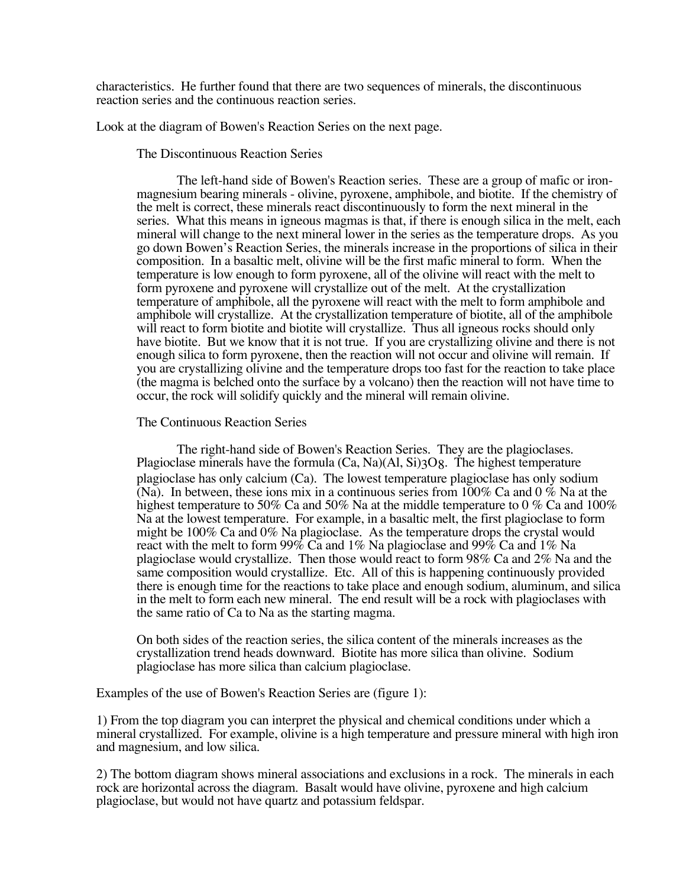characteristics. He further found that there are two sequences of minerals, the discontinuous reaction series and the continuous reaction series.

Look at the diagram of Bowen's Reaction Series on the next page.

### The Discontinuous Reaction Series

The left-hand side of Bowen's Reaction series. These are a group of mafic or iron-magnesium bearing minerals - olivine, pyroxene, amphibole, and biotite. If the chemistry of the melt is correct, these minerals react discontinuously to form the next mineral in the series. What this means in igneous magmas is that, if there is enough silica in the melt, each mineral will change to the next mineral lower in the series as the temperature drops. As you go down Bowen's Reaction Series, the minerals increase in the proportions of silica in their composition. In a basaltic melt, olivine will be the first mafic mineral to form. When the temperature is low enough to form pyroxene, all of the olivine will react with the melt to form pyroxene and pyroxene will crystallize out of the melt. At the crystallization temperature of amphibole, all the pyroxene will react with the melt to form amphibole and amphibole will crystallize. At the crystallization temperature of biotite, all of the amphibole will react to form biotite and biotite will crystallize. Thus all igneous rocks should only have biotite. But we know that it is not true. If you are crystallizing olivine and there is not enough silica to form pyroxene, then the reaction will not occur and olivine will remain. If you are crystallizing olivine and the temperature drops too fast for the reaction to take place (the magma is belched onto the surface by a volcano) then the reaction will not have time to occur, the rock will solidify quickly and the mineral will remain olivine.

### The Continuous Reaction Series

The right-hand side of Bowen's Reaction Series. They are the plagioclases. Plagioclase minerals have the formula $(Ca, Na)(Al, Si)_3O_8$. The highest temperature plagioclase has only calcium (Ca). The lowest temperature plagioclase has only sodium (Na). In between, these ions mix in a continuous series from 100% Ca and 0 % Na at the highest temperature to 50% Ca and 50% Na at the middle temperature to 0 % Ca and 100% Na at the lowest temperature. For example, in a basaltic melt, the first plagioclase to form might be 100% Ca and 0% Na plagioclase. As the temperature drops the crystal would react with the melt to form 99% Ca and 1% Na plagioclase and 99% Ca and 1% Na plagioclase would crystallize. Then those would react to form 98% Ca and 2% Na and the same composition would crystallize. Etc. All of this is happening continuously provided there is enough time for the reactions to take place and enough sodium, aluminum, and silica in the melt to form each new mineral. The end result will be a rock with plagioclases with the same ratio of Ca to Na as the starting magma.

On both sides of the reaction series, the silica content of the minerals increases as the crystallization trend heads downward. Biotite has more silica than olivine. Sodium plagioclase has more silica than calcium plagioclase.

Examples of the use of Bowen's Reaction Series are (figure 1):

1) From the top diagram you can interpret the physical and chemical conditions under which a mineral crystallized. For example, olivine is a high temperature and pressure mineral with high iron and magnesium, and low silica.

2) The bottom diagram shows mineral associations and exclusions in a rock. The minerals in each rock are horizontal across the diagram. Basalt would have olivine, pyroxene and high calcium plagioclase, but would not have quartz and potassium feldspar.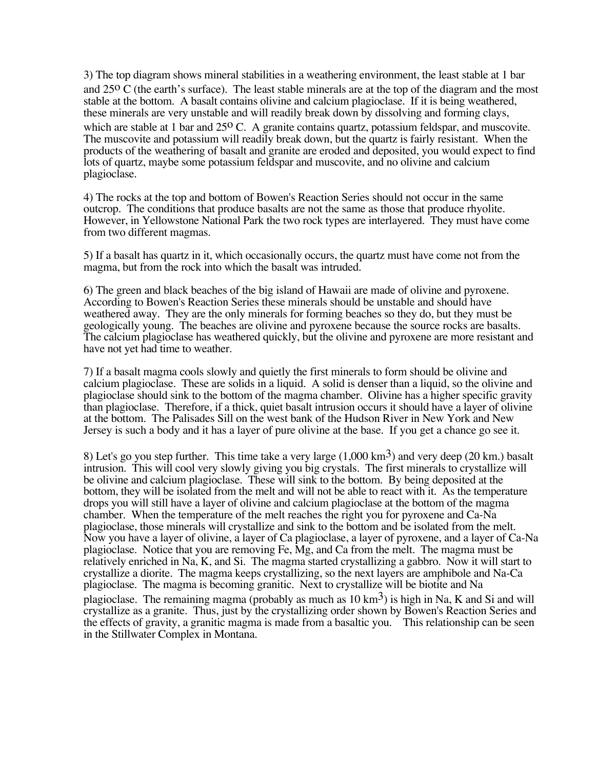3) The top diagram shows mineral stabilities in a weathering environment, the least stable at 1 bar and 25$^{o}$ C (the earth's surface). The least stable minerals are at the top of the diagram and the most stable at the bottom. A basalt contains olivine and calcium plagioclase. If it is being weathered, these minerals are very unstable and will readily break down by dissolving and forming clays, which are stable at 1 bar and 25$^{o}$ C. A granite contains quartz, potassium feldspar, and muscovite. The muscovite and potassium will readily break down, but the quartz is fairly resistant. When the products of the weathering of basalt and granite are eroded and deposited, you would expect to find lots of quartz, maybe some potassium feldspar and muscovite, and no olivine and calcium plagioclase.

4) The rocks at the top and bottom of Bowen's Reaction Series should not occur in the same outcrop. The conditions that produce basalts are not the same as those that produce rhyolite. However, in Yellowstone National Park the two rock types are interlayered. They must have come from two different magmas.

5) If a basalt has quartz in it, which occasionally occurs, the quartz must have come not from the magma, but from the rock into which the basalt was intruded.

6) The green and black beaches of the big island of Hawaii are made of olivine and pyroxene. According to Bowen's Reaction Series these minerals should be unstable and should have weathered away. They are the only minerals for forming beaches so they do, but they must be geologically young. The beaches are olivine and pyroxene because the source rocks are basalts. The calcium plagioclase has weathered quickly, but the olivine and pyroxene are more resistant and have not yet had time to weather.

7) If a basalt magma cools slowly and quietly the first minerals to form should be olivine and calcium plagioclase. These are solids in a liquid. A solid is denser than a liquid, so the olivine and plagioclase should sink to the bottom of the magma chamber. Olivine has a higher specific gravity than plagioclase. Therefore, if a thick, quiet basalt intrusion occurs it should have a layer of olivine at the bottom. The Palisades Sill on the west bank of the Hudson River in New York and New Jersey is such a body and it has a layer of pure olivine at the base. If you get a chance go see it.

8) Let's go you step further. This time take a very large (1,000 km$^3$) and very deep (20 km.) basalt intrusion. This will cool very slowly giving you big crystals. The first minerals to crystallize will be olivine and calcium plagioclase. These will sink to the bottom. By being deposited at the bottom, they will be isolated from the melt and will not be able to react with it. As the temperature drops you will still have a layer of olivine and calcium plagioclase at the bottom of the magma chamber. When the temperature of the melt reaches the right you for pyroxene and Ca-Na plagioclase, those minerals will crystallize and sink to the bottom and be isolated from the melt. Now you have a layer of olivine, a layer of Ca plagioclase, a layer of pyroxene, and a layer of Ca-Na plagioclase. Notice that you are removing Fe, Mg, and Ca from the melt. The magma must be relatively enriched in Na, K, and Si. The magma started crystallizing a gabbro. Now it will start to crystallize a diorite. The magma keeps crystallizing, so the next layers are amphibole and Na-Ca plagioclase. The magma is becoming granitic. Next to crystallize will be biotite and Na plagioclase. The remaining magma (probably as much as 10 km$^3$) is high in Na, K and Si and will crystallize as a granite. Thus, just by the crystallizing order shown by Bowen's Reaction Series and the effects of gravity, a granitic magma is made from a basaltic you. This relationship can be seen in the Stillwater Complex in Montana.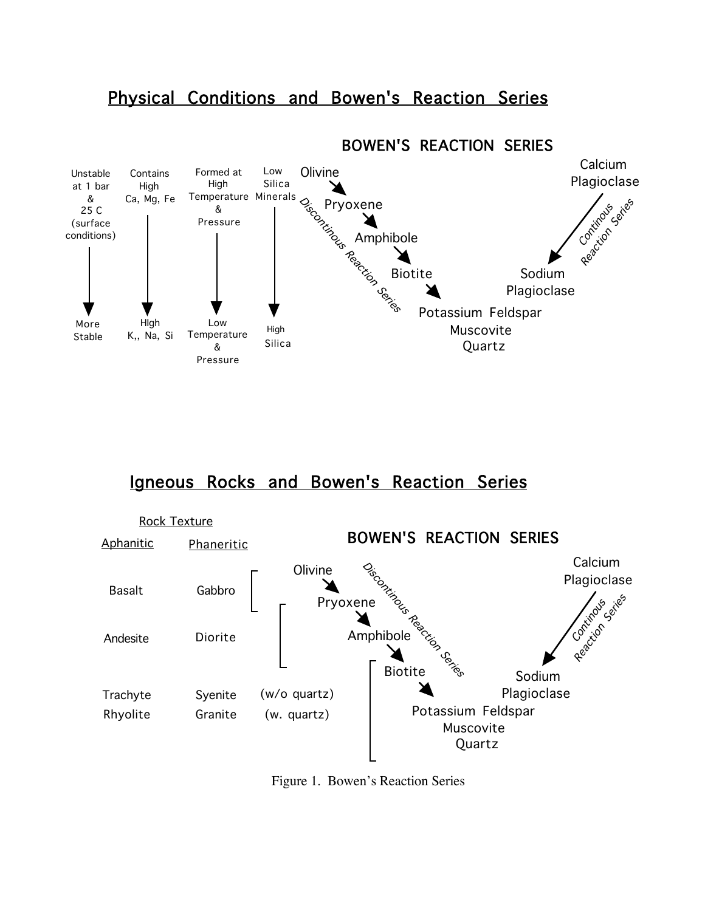## Physical Conditions and Bowen's Reaction Series

| Unstable at 1 bar & 25 C (surface conditions) | Contains High Ca, Mg, Fe | Formed at High Temperature & Pressure | Low Silica Minerals |
|---|---|---|---|
| ↓ | ↓ | ↓ | ↓ |
| More Stable | HIgh K,, Na, Si | Low Temperature & Pressure | High Silica |

**BOWEN'S REACTION SERIES**

*Discontinous Reaction Series*

- Olivine
- → Pryoxene
- → Amphibole
- → Biotite
- → Potassium Feldspar, Muscovite, Quartz

*Continous Reaction Series*

- Calcium Plagioclase
- → Sodium Plagioclase

## Igneous Rocks and Bowen's Reaction Series

| Rock Texture: Aphanitic | Rock Texture: Phaneritic | | Bowen's Reaction Series |
|---|---|---|---|
| Basalt | Gabbro | | Olivine, Pryoxene |
| Andesite | Diorite | | Pryoxene, Amphibole |
| Trachyte | Syenite | (w/o quartz) | Biotite, Potassium Feldspar, Muscovite, Quartz |
| Rhyolite | Granite | (w. quartz) | Biotite, Potassium Feldspar, Muscovite, Quartz |

**BOWEN'S REACTION SERIES**

*Discontinous Reaction Series*

- Olivine
- → Pryoxene
- → Amphibole
- → Biotite
- → Potassium Feldspar, Muscovite, Quartz

*Continous Reaction Series*

- Calcium Plagioclase
- → Sodium Plagioclase

Figure 1. Bowen's Reaction Series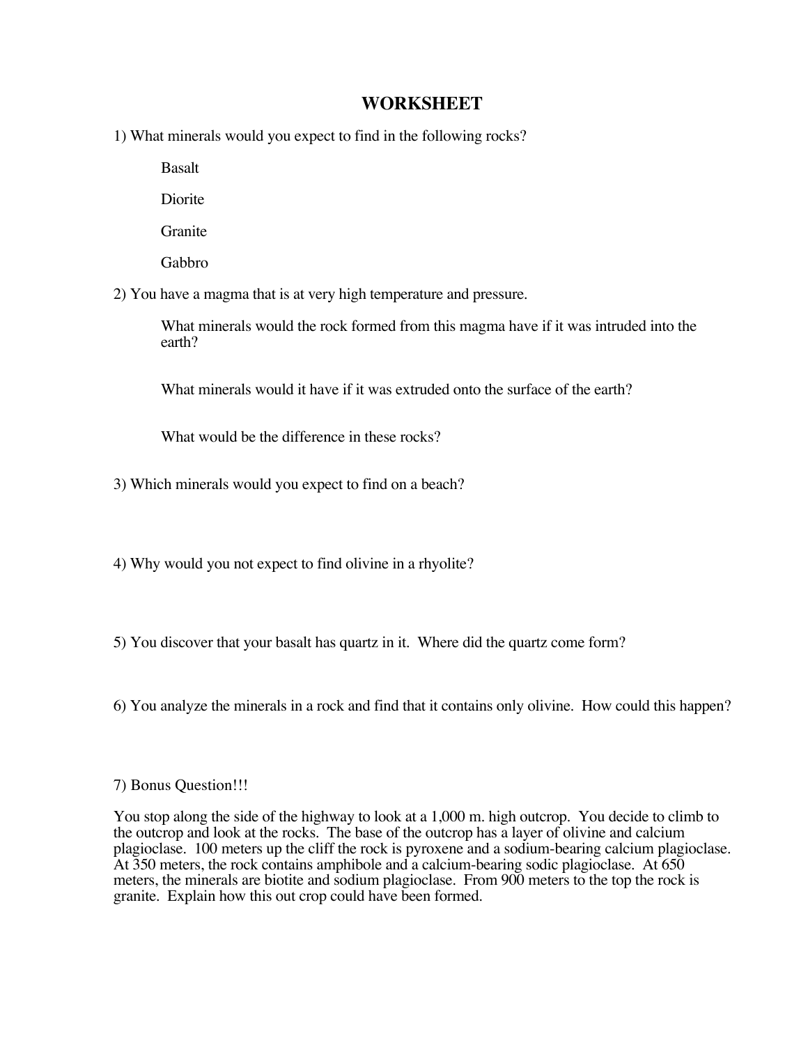# WORKSHEET

1) What minerals would you expect to find in the following rocks?

Basalt

Diorite

Granite

Gabbro

2) You have a magma that is at very high temperature and pressure.

What minerals would the rock formed from this magma have if it was intruded into the earth?

What minerals would it have if it was extruded onto the surface of the earth?

What would be the difference in these rocks?

3) Which minerals would you expect to find on a beach?

4) Why would you not expect to find olivine in a rhyolite?

5) You discover that your basalt has quartz in it. Where did the quartz come form?

6) You analyze the minerals in a rock and find that it contains only olivine. How could this happen?

7) Bonus Question!!!

You stop along the side of the highway to look at a 1,000 m. high outcrop. You decide to climb to the outcrop and look at the rocks. The base of the outcrop has a layer of olivine and calcium plagioclase. 100 meters up the cliff the rock is pyroxene and a sodium-bearing calcium plagioclase. At 350 meters, the rock contains amphibole and a calcium-bearing sodic plagioclase. At 650 meters, the minerals are biotite and sodium plagioclase. From 900 meters to the top the rock is granite. Explain how this out crop could have been formed.